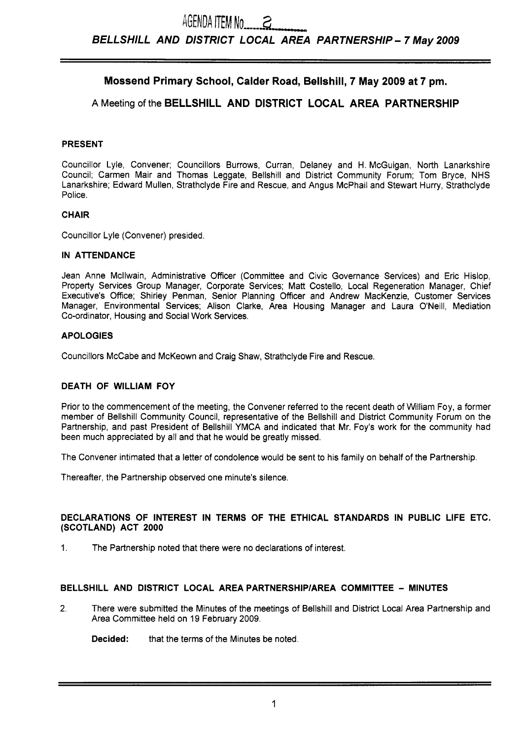AGENDA ITEM No 2

# BELLSHILL AND DISTRICT LOCAL AREA PARTNERSHIP – 7 May 2009

## Mossend Primary School, Calder Road, Bellshill, 7 May 2009 at 7 pm.

A Meeting of the **BELLSHILL AND DISTRICT LOCAL AREA PARTNERSHIP**

### PRESENT

Councillor Lyle, Convener; Councillors Burrows, Curran, Delaney and H. McGuigan, North Lanarkshire Council; Carmen Mair and Thomas Leggate, Bellshill and District Community Forum; Tom Bryce, NHS Lanarkshire; Edward Mullen, Strathclyde Fire and Rescue, and Angus McPhail and Stewart Hurry, Strathclyde Police.

### CHAIR

Councillor Lyle (Convener) presided.

### IN ATTENDANCE

Jean Anne Mcllwain, Administrative Officer (Committee and Civic Governance Services) and Eric Hislop, Property Services Group Manager, Corporate Services; Matt Costello, Local Regeneration Manager, Chief Executive's Office; Shirley Penman, Senior Planning Officer and Andrew MacKenzie, Customer Services Manager, Environmental Services; Alison Clarke, Area Housing Manager and Laura O'Neill, Mediation Co-ordinator, Housing and Social Work Services.

### APOLOGIES

Councillors McCabe and McKeown and Craig Shaw, Strathclyde Fire and Rescue.

### DEATH OF WILLIAM FOY

Prior to the commencement of the meeting, the Convener referred to the recent death of William Foy, a former member of Bellshill Community Council, representative of the Bellshill and District Community Forum on the Partnership, and past President of Bellshill YMCA and indicated that Mr. Foy's work for the community had been much appreciated by all and that he would be greatly missed.

The Convener intimated that a letter of condolence would be sent to his family on behalf of the Partnership.

Thereafter, the Partnership observed one minute's silence.

### DECLARATIONS OF INTEREST IN TERMS OF THE ETHICAL STANDARDS IN PUBLIC LIFE ETC. (SCOTLAND) ACT 2000

1. The Partnership noted that there were no declarations of interest.

### BELLSHILL AND DISTRICT LOCAL AREA PARTNERSHIP/AREA COMMITTEE – MINUTES

2. There were submitted the Minutes of the meetings of Bellshill and District Local Area Partnership and Area Committee held on 19 February 2009.

   **Decided:** that the terms of the Minutes be noted.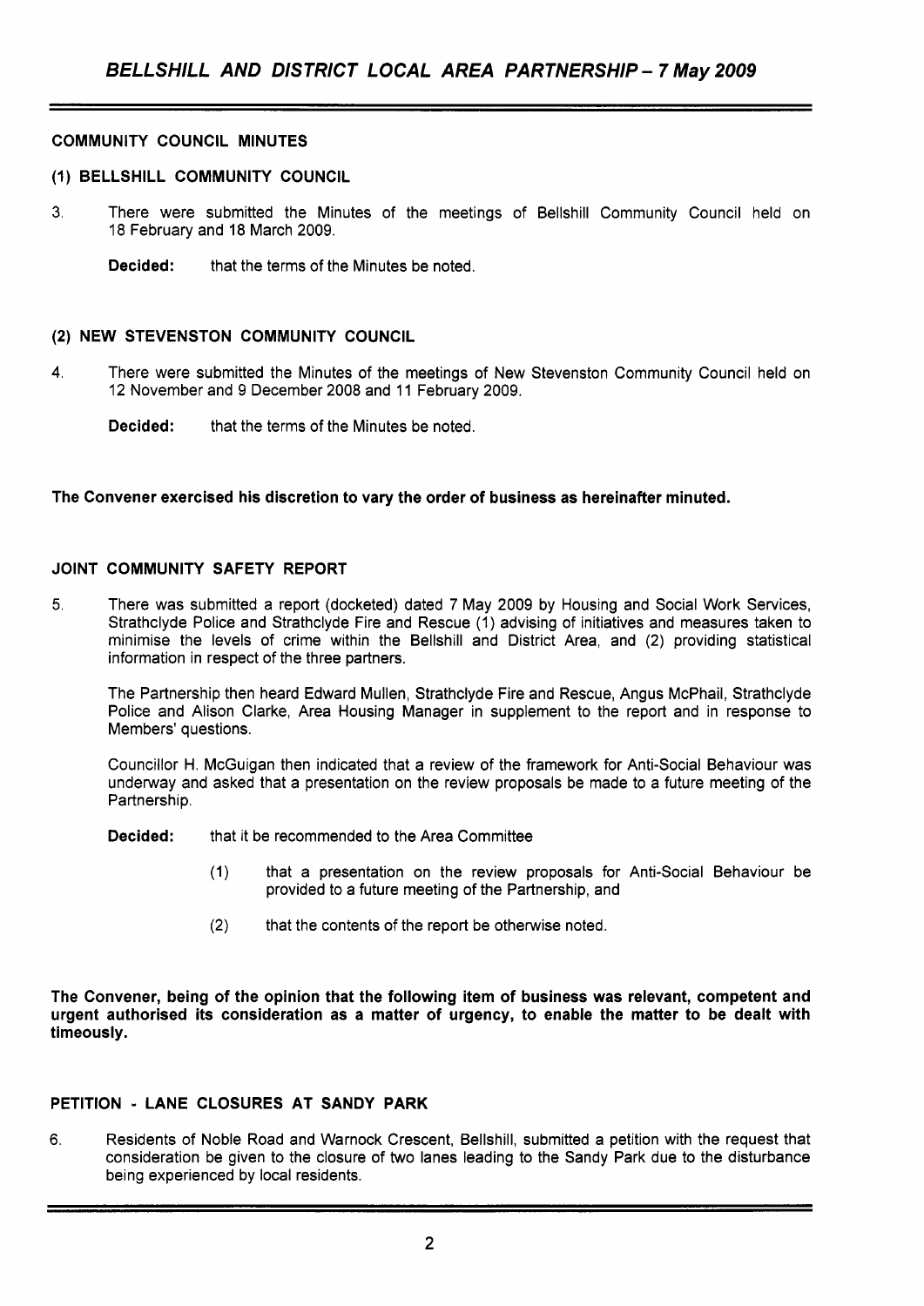## COMMUNITY COUNCIL MINUTES

### (1) BELLSHILL COMMUNITY COUNCIL

3. There were submitted the Minutes of the meetings of Bellshill Community Council held on 18 February and 18 March 2009.

   **Decided:** that the terms of the Minutes be noted.

### (2) NEW STEVENSTON COMMUNITY COUNCIL

4. There were submitted the Minutes of the meetings of New Stevenston Community Council held on 12 November and 9 December 2008 and 11 February 2009.

   **Decided:** that the terms of the Minutes be noted.

**The Convener exercised his discretion to vary the order of business as hereinafter minuted.**

## JOINT COMMUNITY SAFETY REPORT

5. There was submitted a report (docketed) dated 7 May 2009 by Housing and Social Work Services, Strathclyde Police and Strathclyde Fire and Rescue (1) advising of initiatives and measures taken to minimise the levels of crime within the Bellshill and District Area, and (2) providing statistical information in respect of the three partners.

   The Partnership then heard Edward Mullen, Strathclyde Fire and Rescue, Angus McPhail, Strathclyde Police and Alison Clarke, Area Housing Manager in supplement to the report and in response to Members' questions.

   Councillor H. McGuigan then indicated that a review of the framework for Anti-Social Behaviour was underway and asked that a presentation on the review proposals be made to a future meeting of the Partnership.

   **Decided:** that it be recommended to the Area Committee

   (1) that a presentation on the review proposals for Anti-Social Behaviour be provided to a future meeting of the Partnership, and

   (2) that the contents of the report be otherwise noted.

**The Convener, being of the opinion that the following item of business was relevant, competent and urgent authorised its consideration as a matter of urgency, to enable the matter to be dealt with timeously.**

## PETITION - LANE CLOSURES AT SANDY PARK

6. Residents of Noble Road and Warnock Crescent, Bellshill, submitted a petition with the request that consideration be given to the closure of two lanes leading to the Sandy Park due to the disturbance being experienced by local residents.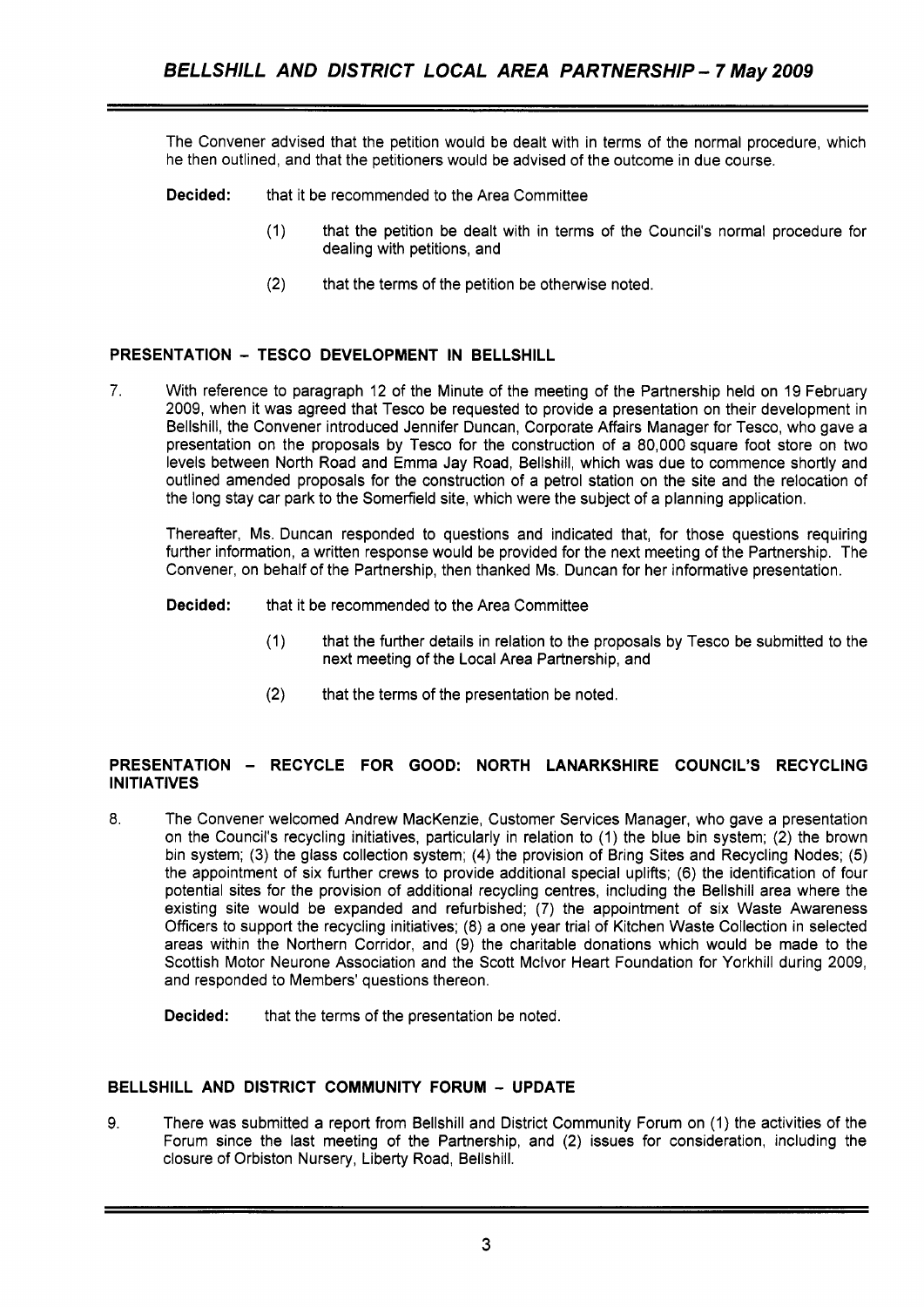The Convener advised that the petition would be dealt with in terms of the normal procedure, which he then outlined, and that the petitioners would be advised of the outcome in due course.

**Decided:** that it be recommended to the Area Committee

(1) that the petition be dealt with in terms of the Council's normal procedure for dealing with petitions, and

(2) that the terms of the petition be otherwise noted.

## PRESENTATION – TESCO DEVELOPMENT IN BELLSHILL

7. With reference to paragraph 12 of the Minute of the meeting of the Partnership held on 19 February 2009, when it was agreed that Tesco be requested to provide a presentation on their development in Bellshill, the Convener introduced Jennifer Duncan, Corporate Affairs Manager for Tesco, who gave a presentation on the proposals by Tesco for the construction of a 80,000 square foot store on two levels between North Road and Emma Jay Road, Bellshill, which was due to commence shortly and outlined amended proposals for the construction of a petrol station on the site and the relocation of the long stay car park to the Somerfield site, which were the subject of a planning application.

Thereafter, Ms. Duncan responded to questions and indicated that, for those questions requiring further information, a written response would be provided for the next meeting of the Partnership. The Convener, on behalf of the Partnership, then thanked Ms. Duncan for her informative presentation.

**Decided:** that it be recommended to the Area Committee

(1) that the further details in relation to the proposals by Tesco be submitted to the next meeting of the Local Area Partnership, and

(2) that the terms of the presentation be noted.

## PRESENTATION – RECYCLE FOR GOOD: NORTH LANARKSHIRE COUNCIL'S RECYCLING INITIATIVES

8. The Convener welcomed Andrew MacKenzie, Customer Services Manager, who gave a presentation on the Council's recycling initiatives, particularly in relation to (1) the blue bin system; (2) the brown bin system; (3) the glass collection system; (4) the provision of Bring Sites and Recycling Nodes; (5) the appointment of six further crews to provide additional special uplifts; (6) the identification of four potential sites for the provision of additional recycling centres, including the Bellshill area where the existing site would be expanded and refurbished; (7) the appointment of six Waste Awareness Officers to support the recycling initiatives; (8) a one year trial of Kitchen Waste Collection in selected areas within the Northern Corridor, and (9) the charitable donations which would be made to the Scottish Motor Neurone Association and the Scott McIvor Heart Foundation for Yorkhill during 2009, and responded to Members' questions thereon.

**Decided:** that the terms of the presentation be noted.

## BELLSHILL AND DISTRICT COMMUNITY FORUM – UPDATE

9. There was submitted a report from Bellshill and District Community Forum on (1) the activities of the Forum since the last meeting of the Partnership, and (2) issues for consideration, including the closure of Orbiston Nursery, Liberty Road, Bellshill.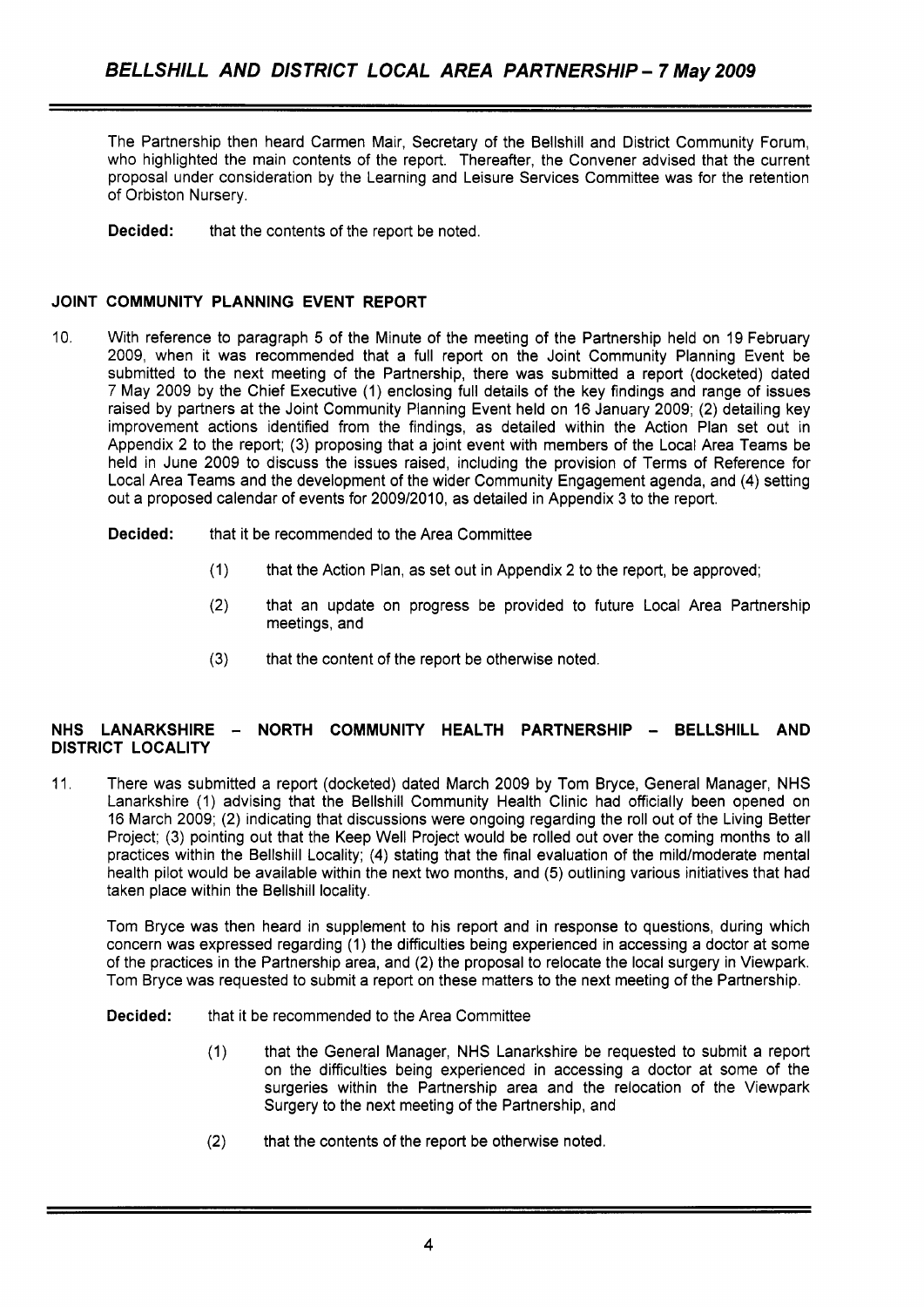The Partnership then heard Carmen Mair, Secretary of the Bellshill and District Community Forum, who highlighted the main contents of the report. Thereafter, the Convener advised that the current proposal under consideration by the Learning and Leisure Services Committee was for the retention of Orbiston Nursery.

**Decided:** that the contents of the report be noted.

## JOINT COMMUNITY PLANNING EVENT REPORT

10. With reference to paragraph 5 of the Minute of the meeting of the Partnership held on 19 February 2009, when it was recommended that a full report on the Joint Community Planning Event be submitted to the next meeting of the Partnership, there was submitted a report (docketed) dated 7 May 2009 by the Chief Executive (1) enclosing full details of the key findings and range of issues raised by partners at the Joint Community Planning Event held on 16 January 2009; (2) detailing key improvement actions identified from the findings, as detailed within the Action Plan set out in Appendix 2 to the report; (3) proposing that a joint event with members of the Local Area Teams be held in June 2009 to discuss the issues raised, including the provision of Terms of Reference for Local Area Teams and the development of the wider Community Engagement agenda, and (4) setting out a proposed calendar of events for 2009/2010, as detailed in Appendix 3 to the report.

**Decided:** that it be recommended to the Area Committee

(1) that the Action Plan, as set out in Appendix 2 to the report, be approved;

(2) that an update on progress be provided to future Local Area Partnership meetings, and

(3) that the content of the report be otherwise noted.

## NHS LANARKSHIRE – NORTH COMMUNITY HEALTH PARTNERSHIP – BELLSHILL AND DISTRICT LOCALITY

11. There was submitted a report (docketed) dated March 2009 by Tom Bryce, General Manager, NHS Lanarkshire (1) advising that the Bellshill Community Health Clinic had officially been opened on 16 March 2009; (2) indicating that discussions were ongoing regarding the roll out of the Living Better Project; (3) pointing out that the Keep Well Project would be rolled out over the coming months to all practices within the Bellshill Locality; (4) stating that the final evaluation of the mild/moderate mental health pilot would be available within the next two months, and (5) outlining various initiatives that had taken place within the Bellshill locality.

Tom Bryce was then heard in supplement to his report and in response to questions, during which concern was expressed regarding (1) the difficulties being experienced in accessing a doctor at some of the practices in the Partnership area, and (2) the proposal to relocate the local surgery in Viewpark. Tom Bryce was requested to submit a report on these matters to the next meeting of the Partnership.

**Decided:** that it be recommended to the Area Committee

(1) that the General Manager, NHS Lanarkshire be requested to submit a report on the difficulties being experienced in accessing a doctor at some of the surgeries within the Partnership area and the relocation of the Viewpark Surgery to the next meeting of the Partnership, and

(2) that the contents of the report be otherwise noted.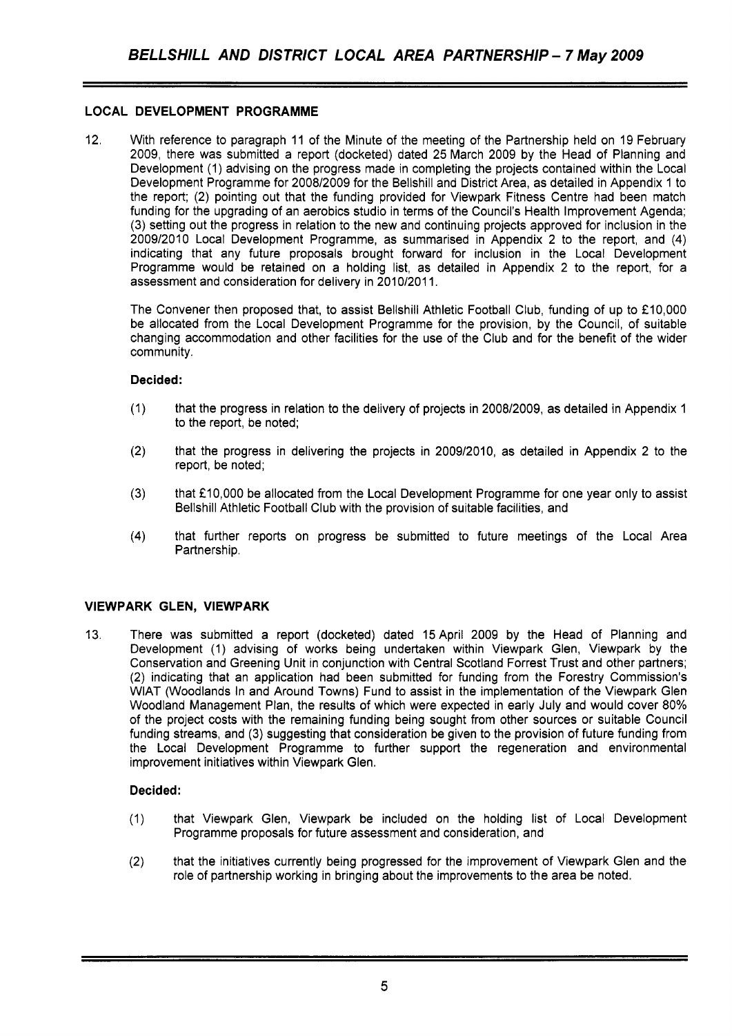## LOCAL DEVELOPMENT PROGRAMME

12. With reference to paragraph 11 of the Minute of the meeting of the Partnership held on 19 February 2009, there was submitted a report (docketed) dated 25 March 2009 by the Head of Planning and Development (1) advising on the progress made in completing the projects contained within the Local Development Programme for 2008/2009 for the Bellshill and District Area, as detailed in Appendix 1 to the report; (2) pointing out that the funding provided for Viewpark Fitness Centre had been match funding for the upgrading of an aerobics studio in terms of the Council's Health Improvement Agenda; (3) setting out the progress in relation to the new and continuing projects approved for inclusion in the 2009/2010 Local Development Programme, as summarised in Appendix 2 to the report, and (4) indicating that any future proposals brought forward for inclusion in the Local Development Programme would be retained on a holding list, as detailed in Appendix 2 to the report, for a assessment and consideration for delivery in 2010/2011.

The Convener then proposed that, to assist Bellshill Athletic Football Club, funding of up to £10,000 be allocated from the Local Development Programme for the provision, by the Council, of suitable changing accommodation and other facilities for the use of the Club and for the benefit of the wider community.

**Decided:**

(1) that the progress in relation to the delivery of projects in 2008/2009, as detailed in Appendix 1 to the report, be noted;

(2) that the progress in delivering the projects in 2009/2010, as detailed in Appendix 2 to the report, be noted;

(3) that £10,000 be allocated from the Local Development Programme for one year only to assist Bellshill Athletic Football Club with the provision of suitable facilities, and

(4) that further reports on progress be submitted to future meetings of the Local Area Partnership.

## VIEWPARK GLEN, VIEWPARK

13. There was submitted a report (docketed) dated 15 April 2009 by the Head of Planning and Development (1) advising of works being undertaken within Viewpark Glen, Viewpark by the Conservation and Greening Unit in conjunction with Central Scotland Forrest Trust and other partners; (2) indicating that an application had been submitted for funding from the Forestry Commission's WIAT (Woodlands In and Around Towns) Fund to assist in the implementation of the Viewpark Glen Woodland Management Plan, the results of which were expected in early July and would cover 80% of the project costs with the remaining funding being sought from other sources or suitable Council funding streams, and (3) suggesting that consideration be given to the provision of future funding from the Local Development Programme to further support the regeneration and environmental improvement initiatives within Viewpark Glen.

**Decided:**

(1) that Viewpark Glen, Viewpark be included on the holding list of Local Development Programme proposals for future assessment and consideration, and

(2) that the initiatives currently being progressed for the improvement of Viewpark Glen and the role of partnership working in bringing about the improvements to the area be noted.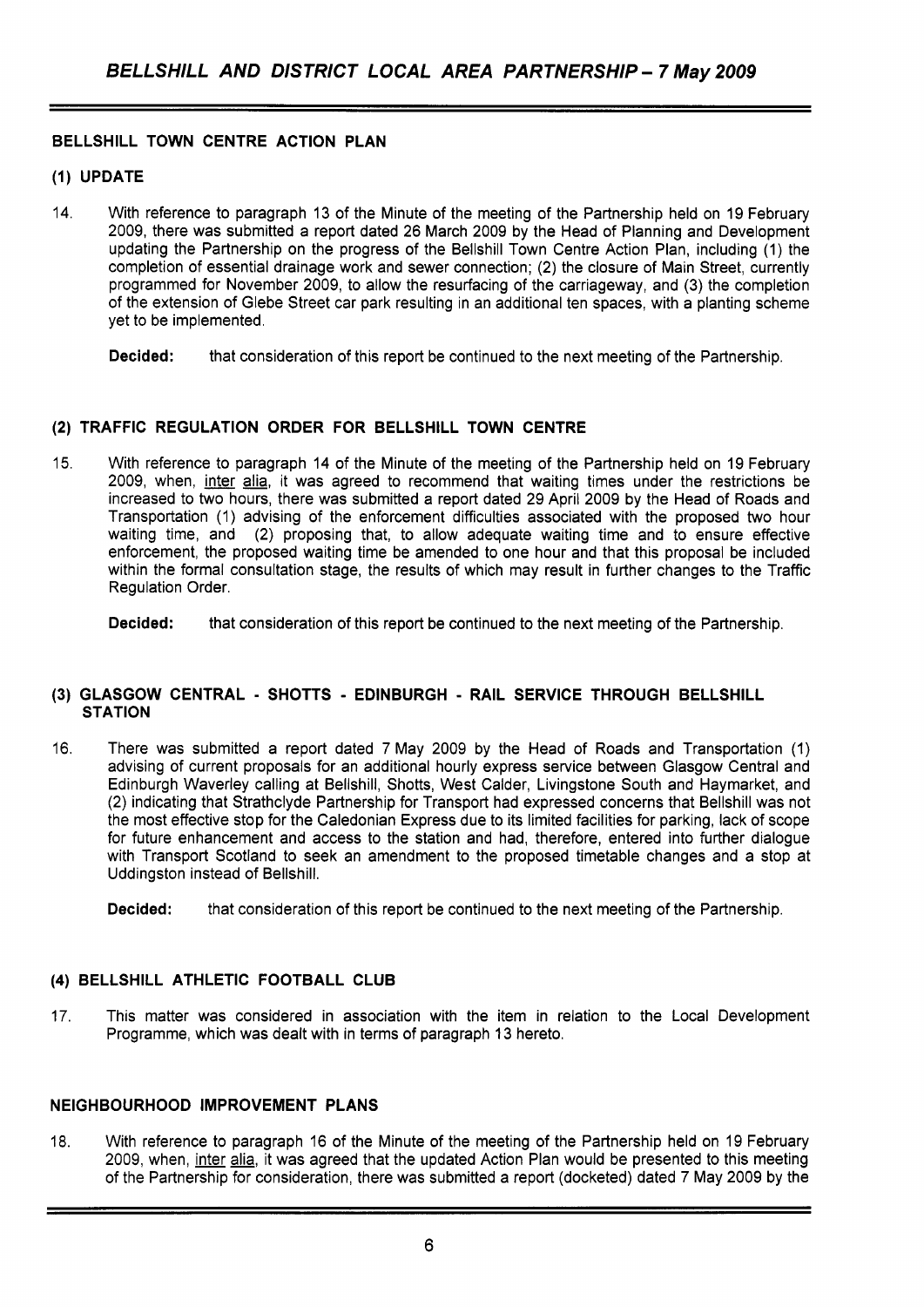## BELLSHILL TOWN CENTRE ACTION PLAN

### (1) UPDATE

14. With reference to paragraph 13 of the Minute of the meeting of the Partnership held on 19 February 2009, there was submitted a report dated 26 March 2009 by the Head of Planning and Development updating the Partnership on the progress of the Bellshill Town Centre Action Plan, including (1) the completion of essential drainage work and sewer connection; (2) the closure of Main Street, currently programmed for November 2009, to allow the resurfacing of the carriageway, and (3) the completion of the extension of Glebe Street car park resulting in an additional ten spaces, with a planting scheme yet to be implemented.

    **Decided:** that consideration of this report be continued to the next meeting of the Partnership.

### (2) TRAFFIC REGULATION ORDER FOR BELLSHILL TOWN CENTRE

15. With reference to paragraph 14 of the Minute of the meeting of the Partnership held on 19 February 2009, when, inter alia, it was agreed to recommend that waiting times under the restrictions be increased to two hours, there was submitted a report dated 29 April 2009 by the Head of Roads and Transportation (1) advising of the enforcement difficulties associated with the proposed two hour waiting time, and (2) proposing that, to allow adequate waiting time and to ensure effective enforcement, the proposed waiting time be amended to one hour and that this proposal be included within the formal consultation stage, the results of which may result in further changes to the Traffic Regulation Order.

    **Decided:** that consideration of this report be continued to the next meeting of the Partnership.

### (3) GLASGOW CENTRAL - SHOTTS - EDINBURGH - RAIL SERVICE THROUGH BELLSHILL STATION

16. There was submitted a report dated 7 May 2009 by the Head of Roads and Transportation (1) advising of current proposals for an additional hourly express service between Glasgow Central and Edinburgh Waverley calling at Bellshill, Shotts, West Calder, Livingstone South and Haymarket, and (2) indicating that Strathclyde Partnership for Transport had expressed concerns that Bellshill was not the most effective stop for the Caledonian Express due to its limited facilities for parking, lack of scope for future enhancement and access to the station and had, therefore, entered into further dialogue with Transport Scotland to seek an amendment to the proposed timetable changes and a stop at Uddingston instead of Bellshill.

    **Decided:** that consideration of this report be continued to the next meeting of the Partnership.

### (4) BELLSHILL ATHLETIC FOOTBALL CLUB

17. This matter was considered in association with the item in relation to the Local Development Programme, which was dealt with in terms of paragraph 13 hereto.

## NEIGHBOURHOOD IMPROVEMENT PLANS

18. With reference to paragraph 16 of the Minute of the meeting of the Partnership held on 19 February 2009, when, inter alia, it was agreed that the updated Action Plan would be presented to this meeting of the Partnership for consideration, there was submitted a report (docketed) dated 7 May 2009 by the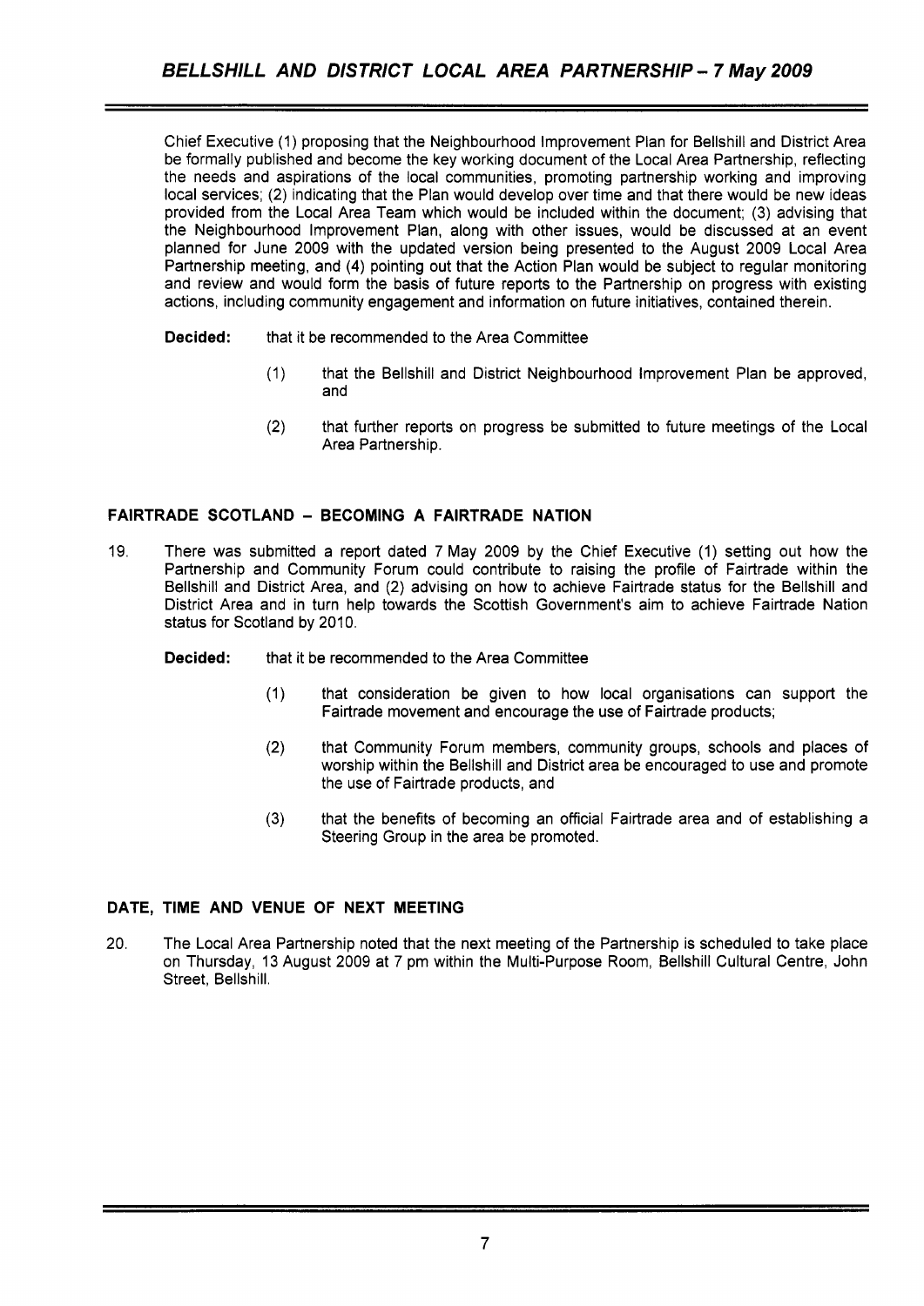Chief Executive (1) proposing that the Neighbourhood Improvement Plan for Bellshill and District Area be formally published and become the key working document of the Local Area Partnership, reflecting the needs and aspirations of the local communities, promoting partnership working and improving local services; (2) indicating that the Plan would develop over time and that there would be new ideas provided from the Local Area Team which would be included within the document; (3) advising that the Neighbourhood Improvement Plan, along with other issues, would be discussed at an event planned for June 2009 with the updated version being presented to the August 2009 Local Area Partnership meeting, and (4) pointing out that the Action Plan would be subject to regular monitoring and review and would form the basis of future reports to the Partnership on progress with existing actions, including community engagement and information on future initiatives, contained therein.

**Decided:** that it be recommended to the Area Committee

(1) that the Bellshill and District Neighbourhood Improvement Plan be approved, and

(2) that further reports on progress be submitted to future meetings of the Local Area Partnership.

## FAIRTRADE SCOTLAND – BECOMING A FAIRTRADE NATION

19. There was submitted a report dated 7 May 2009 by the Chief Executive (1) setting out how the Partnership and Community Forum could contribute to raising the profile of Fairtrade within the Bellshill and District Area, and (2) advising on how to achieve Fairtrade status for the Bellshill and District Area and in turn help towards the Scottish Government's aim to achieve Fairtrade Nation status for Scotland by 2010.

**Decided:** that it be recommended to the Area Committee

(1) that consideration be given to how local organisations can support the Fairtrade movement and encourage the use of Fairtrade products;

(2) that Community Forum members, community groups, schools and places of worship within the Bellshill and District area be encouraged to use and promote the use of Fairtrade products, and

(3) that the benefits of becoming an official Fairtrade area and of establishing a Steering Group in the area be promoted.

## DATE, TIME AND VENUE OF NEXT MEETING

20. The Local Area Partnership noted that the next meeting of the Partnership is scheduled to take place on Thursday, 13 August 2009 at 7 pm within the Multi-Purpose Room, Bellshill Cultural Centre, John Street, Bellshill.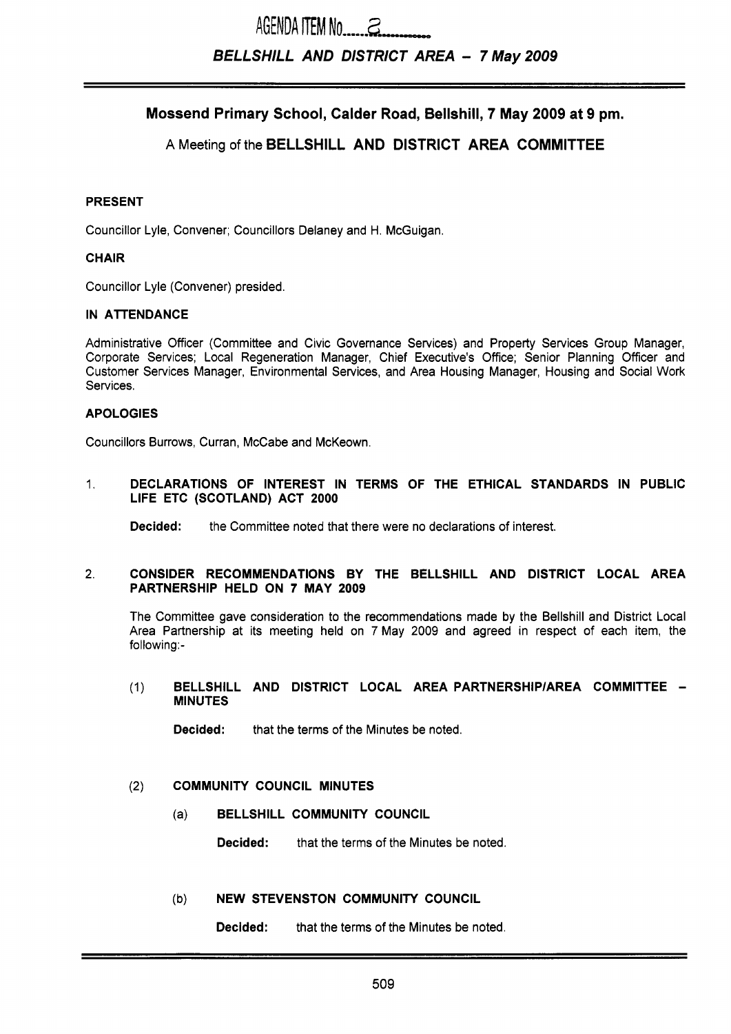AGENDA ITEM No. 2

*BELLSHILL AND DISTRICT AREA – 7 May 2009*

## Mossend Primary School, Calder Road, Bellshill, 7 May 2009 at 9 pm.

A Meeting of the **BELLSHILL AND DISTRICT AREA COMMITTEE**

### PRESENT

Councillor Lyle, Convener; Councillors Delaney and H. McGuigan.

### CHAIR

Councillor Lyle (Convener) presided.

### IN ATTENDANCE

Administrative Officer (Committee and Civic Governance Services) and Property Services Group Manager, Corporate Services; Local Regeneration Manager, Chief Executive's Office; Senior Planning Officer and Customer Services Manager, Environmental Services, and Area Housing Manager, Housing and Social Work Services.

### APOLOGIES

Councillors Burrows, Curran, McCabe and McKeown.

1. **DECLARATIONS OF INTEREST IN TERMS OF THE ETHICAL STANDARDS IN PUBLIC LIFE ETC (SCOTLAND) ACT 2000**

   **Decided:** the Committee noted that there were no declarations of interest.

2. **CONSIDER RECOMMENDATIONS BY THE BELLSHILL AND DISTRICT LOCAL AREA PARTNERSHIP HELD ON 7 MAY 2009**

   The Committee gave consideration to the recommendations made by the Bellshill and District Local Area Partnership at its meeting held on 7 May 2009 and agreed in respect of each item, the following:-

   (1) **BELLSHILL AND DISTRICT LOCAL AREA PARTNERSHIP/AREA COMMITTEE – MINUTES**

   **Decided:** that the terms of the Minutes be noted.

   (2) **COMMUNITY COUNCIL MINUTES**

   (a) **BELLSHILL COMMUNITY COUNCIL**

   **Decided:** that the terms of the Minutes be noted.

   (b) **NEW STEVENSTON COMMUNITY COUNCIL**

   **Decided:** that the terms of the Minutes be noted.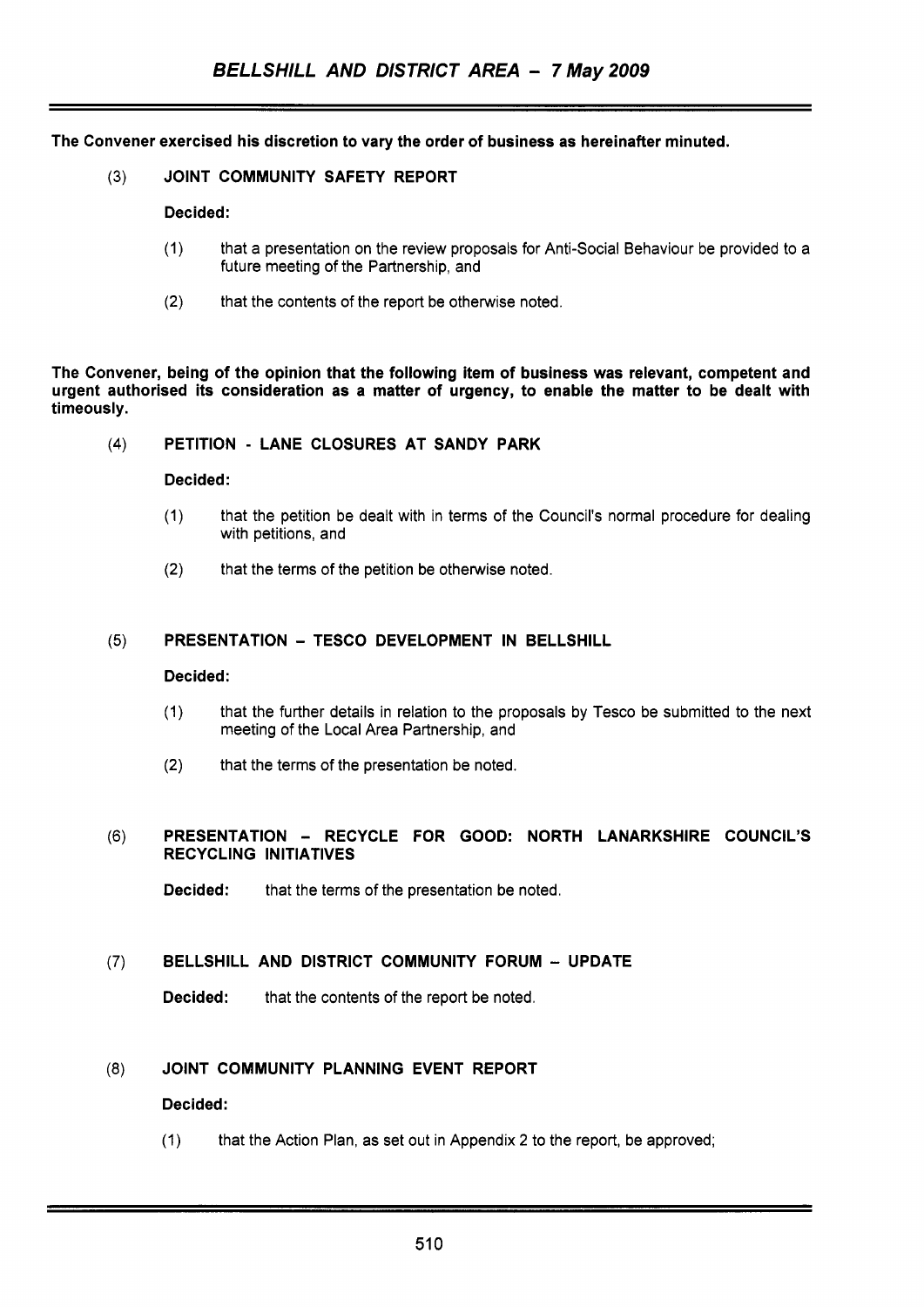**The Convener exercised his discretion to vary the order of business as hereinafter minuted.**

**(3) JOINT COMMUNITY SAFETY REPORT**

**Decided:**

(1) that a presentation on the review proposals for Anti-Social Behaviour be provided to a future meeting of the Partnership, and

(2) that the contents of the report be otherwise noted.

**The Convener, being of the opinion that the following item of business was relevant, competent and urgent authorised its consideration as a matter of urgency, to enable the matter to be dealt with timeously.**

**(4) PETITION - LANE CLOSURES AT SANDY PARK**

**Decided:**

(1) that the petition be dealt with in terms of the Council's normal procedure for dealing with petitions, and

(2) that the terms of the petition be otherwise noted.

**(5) PRESENTATION – TESCO DEVELOPMENT IN BELLSHILL**

**Decided:**

(1) that the further details in relation to the proposals by Tesco be submitted to the next meeting of the Local Area Partnership, and

(2) that the terms of the presentation be noted.

**(6) PRESENTATION – RECYCLE FOR GOOD: NORTH LANARKSHIRE COUNCIL'S RECYCLING INITIATIVES**

**Decided:** that the terms of the presentation be noted.

**(7) BELLSHILL AND DISTRICT COMMUNITY FORUM – UPDATE**

**Decided:** that the contents of the report be noted.

**(8) JOINT COMMUNITY PLANNING EVENT REPORT**

**Decided:**

(1) that the Action Plan, as set out in Appendix 2 to the report, be approved;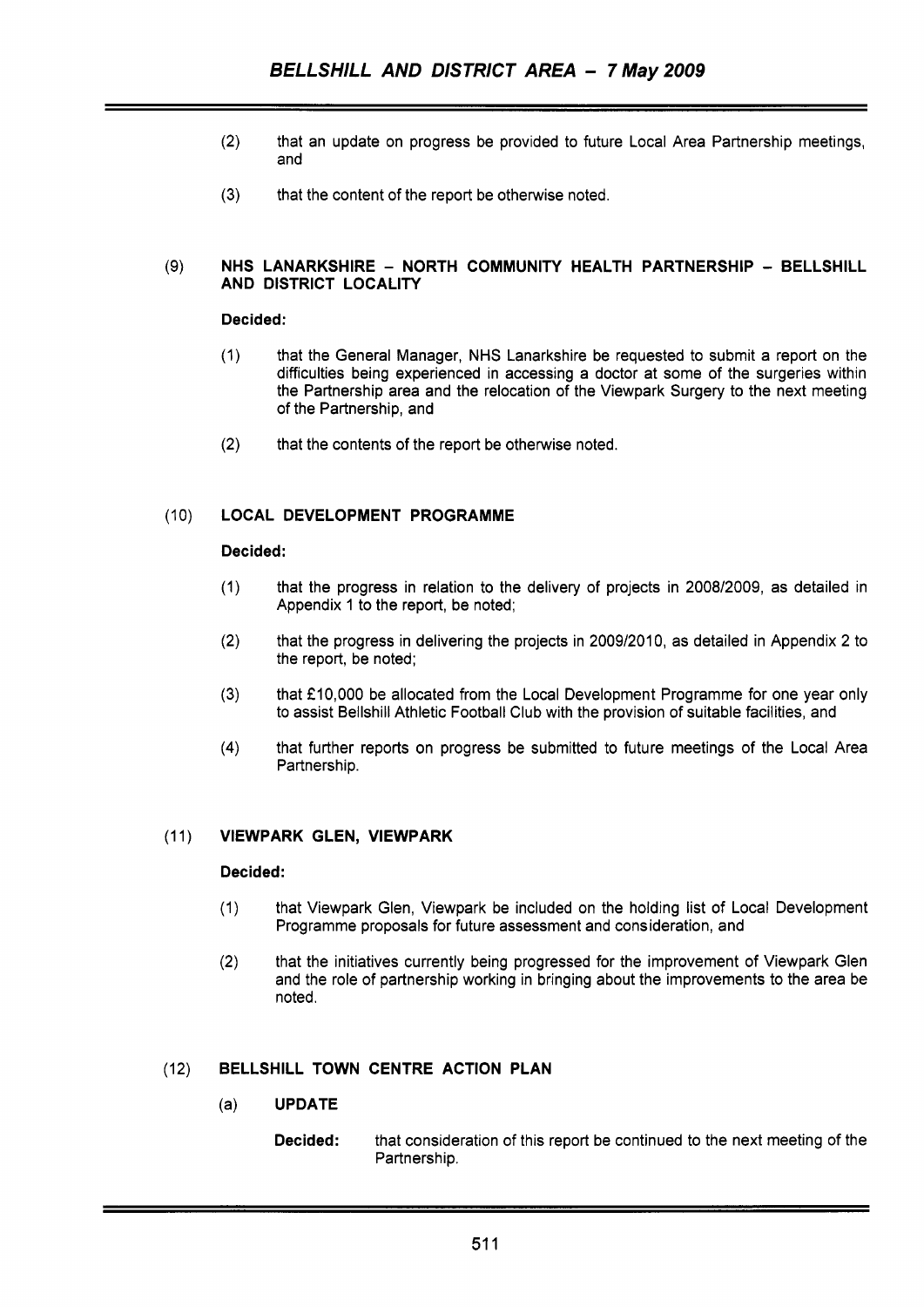(2) that an update on progress be provided to future Local Area Partnership meetings, and

(3) that the content of the report be otherwise noted.

### (9) NHS LANARKSHIRE – NORTH COMMUNITY HEALTH PARTNERSHIP – BELLSHILL AND DISTRICT LOCALITY

**Decided:**

(1) that the General Manager, NHS Lanarkshire be requested to submit a report on the difficulties being experienced in accessing a doctor at some of the surgeries within the Partnership area and the relocation of the Viewpark Surgery to the next meeting of the Partnership, and

(2) that the contents of the report be otherwise noted.

### (10) LOCAL DEVELOPMENT PROGRAMME

**Decided:**

(1) that the progress in relation to the delivery of projects in 2008/2009, as detailed in Appendix 1 to the report, be noted;

(2) that the progress in delivering the projects in 2009/2010, as detailed in Appendix 2 to the report, be noted;

(3) that £10,000 be allocated from the Local Development Programme for one year only to assist Bellshill Athletic Football Club with the provision of suitable facilities, and

(4) that further reports on progress be submitted to future meetings of the Local Area Partnership.

### (11) VIEWPARK GLEN, VIEWPARK

**Decided:**

(1) that Viewpark Glen, Viewpark be included on the holding list of Local Development Programme proposals for future assessment and consideration, and

(2) that the initiatives currently being progressed for the improvement of Viewpark Glen and the role of partnership working in bringing about the improvements to the area be noted.

### (12) BELLSHILL TOWN CENTRE ACTION PLAN

#### (a) UPDATE

**Decided:** that consideration of this report be continued to the next meeting of the Partnership.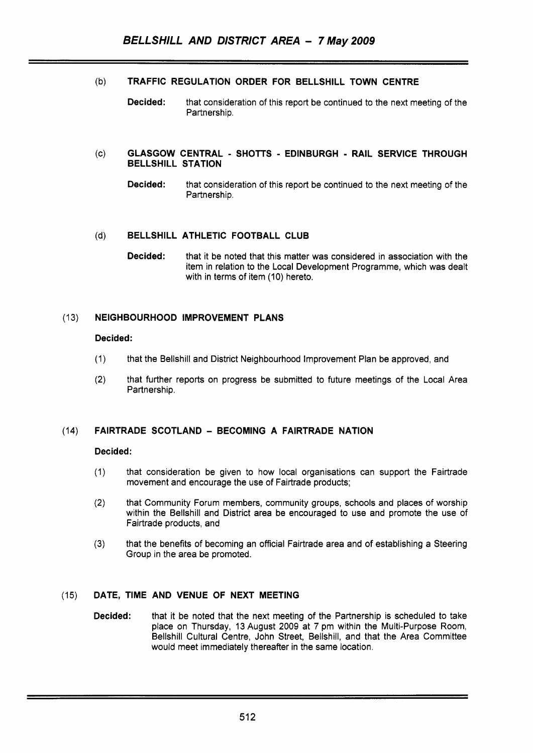(b) **TRAFFIC REGULATION ORDER FOR BELLSHILL TOWN CENTRE**

**Decided:** that consideration of this report be continued to the next meeting of the Partnership.

(c) **GLASGOW CENTRAL - SHOTTS - EDINBURGH - RAIL SERVICE THROUGH BELLSHILL STATION**

**Decided:** that consideration of this report be continued to the next meeting of the Partnership.

(d) **BELLSHILL ATHLETIC FOOTBALL CLUB**

**Decided:** that it be noted that this matter was considered in association with the item in relation to the Local Development Programme, which was dealt with in terms of item (10) hereto.

## (13) NEIGHBOURHOOD IMPROVEMENT PLANS

**Decided:**

(1) that the Bellshill and District Neighbourhood Improvement Plan be approved, and

(2) that further reports on progress be submitted to future meetings of the Local Area Partnership.

## (14) FAIRTRADE SCOTLAND – BECOMING A FAIRTRADE NATION

**Decided:**

(1) that consideration be given to how local organisations can support the Fairtrade movement and encourage the use of Fairtrade products;

(2) that Community Forum members, community groups, schools and places of worship within the Bellshill and District area be encouraged to use and promote the use of Fairtrade products, and

(3) that the benefits of becoming an official Fairtrade area and of establishing a Steering Group in the area be promoted.

## (15) DATE, TIME AND VENUE OF NEXT MEETING

**Decided:** that it be noted that the next meeting of the Partnership is scheduled to take place on Thursday, 13 August 2009 at 7 pm within the Multi-Purpose Room, Bellshill Cultural Centre, John Street, Bellshill, and that the Area Committee would meet immediately thereafter in the same location.